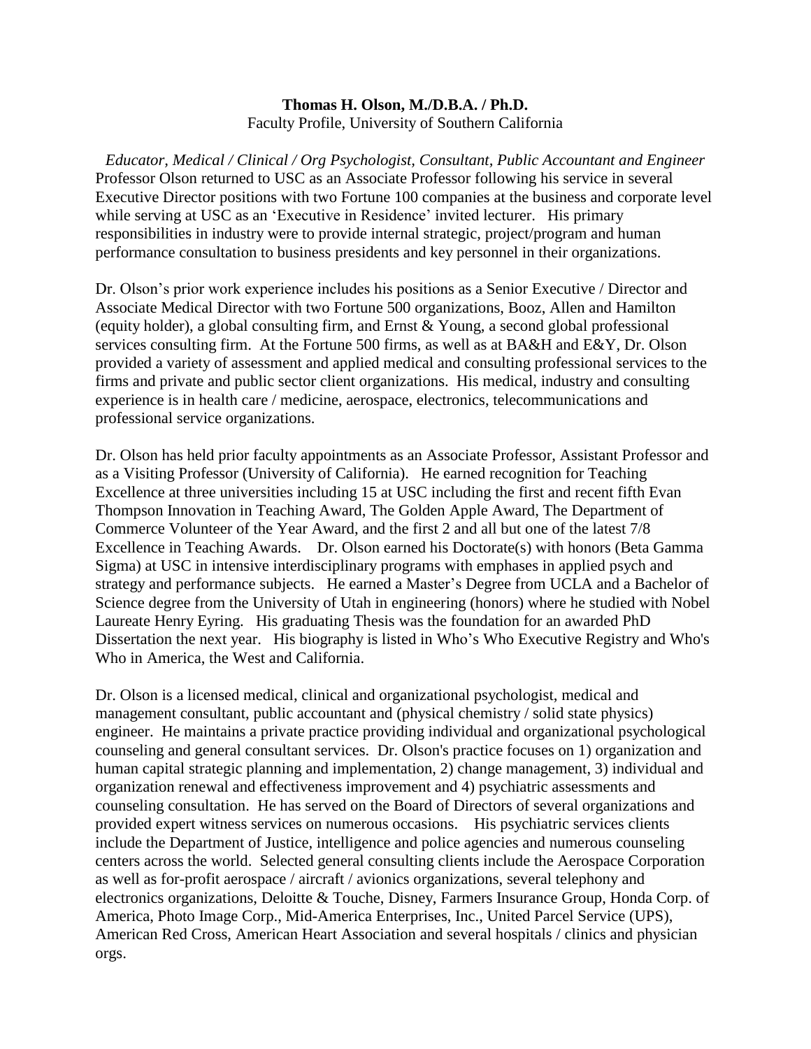**Thomas H. Olson, M./D.B.A. / Ph.D.**
Faculty Profile, University of Southern California

*Educator, Medical / Clinical / Org Psychologist, Consultant, Public Accountant and Engineer*
Professor Olson returned to USC as an Associate Professor following his service in several Executive Director positions with two Fortune 100 companies at the business and corporate level while serving at USC as an 'Executive in Residence' invited lecturer. His primary responsibilities in industry were to provide internal strategic, project/program and human performance consultation to business presidents and key personnel in their organizations.

Dr. Olson's prior work experience includes his positions as a Senior Executive / Director and Associate Medical Director with two Fortune 500 organizations, Booz, Allen and Hamilton (equity holder), a global consulting firm, and Ernst & Young, a second global professional services consulting firm. At the Fortune 500 firms, as well as at BA&H and E&Y, Dr. Olson provided a variety of assessment and applied medical and consulting professional services to the firms and private and public sector client organizations. His medical, industry and consulting experience is in health care / medicine, aerospace, electronics, telecommunications and professional service organizations.

Dr. Olson has held prior faculty appointments as an Associate Professor, Assistant Professor and as a Visiting Professor (University of California). He earned recognition for Teaching Excellence at three universities including 15 at USC including the first and recent fifth Evan Thompson Innovation in Teaching Award, The Golden Apple Award, The Department of Commerce Volunteer of the Year Award, and the first 2 and all but one of the latest 7/8 Excellence in Teaching Awards. Dr. Olson earned his Doctorate(s) with honors (Beta Gamma Sigma) at USC in intensive interdisciplinary programs with emphases in applied psych and strategy and performance subjects. He earned a Master's Degree from UCLA and a Bachelor of Science degree from the University of Utah in engineering (honors) where he studied with Nobel Laureate Henry Eyring. His graduating Thesis was the foundation for an awarded PhD Dissertation the next year. His biography is listed in Who's Who Executive Registry and Who's Who in America, the West and California.

Dr. Olson is a licensed medical, clinical and organizational psychologist, medical and management consultant, public accountant and (physical chemistry / solid state physics) engineer. He maintains a private practice providing individual and organizational psychological counseling and general consultant services. Dr. Olson's practice focuses on 1) organization and human capital strategic planning and implementation, 2) change management, 3) individual and organization renewal and effectiveness improvement and 4) psychiatric assessments and counseling consultation. He has served on the Board of Directors of several organizations and provided expert witness services on numerous occasions. His psychiatric services clients include the Department of Justice, intelligence and police agencies and numerous counseling centers across the world. Selected general consulting clients include the Aerospace Corporation as well as for-profit aerospace / aircraft / avionics organizations, several telephony and electronics organizations, Deloitte & Touche, Disney, Farmers Insurance Group, Honda Corp. of America, Photo Image Corp., Mid-America Enterprises, Inc., United Parcel Service (UPS), American Red Cross, American Heart Association and several hospitals / clinics and physician orgs.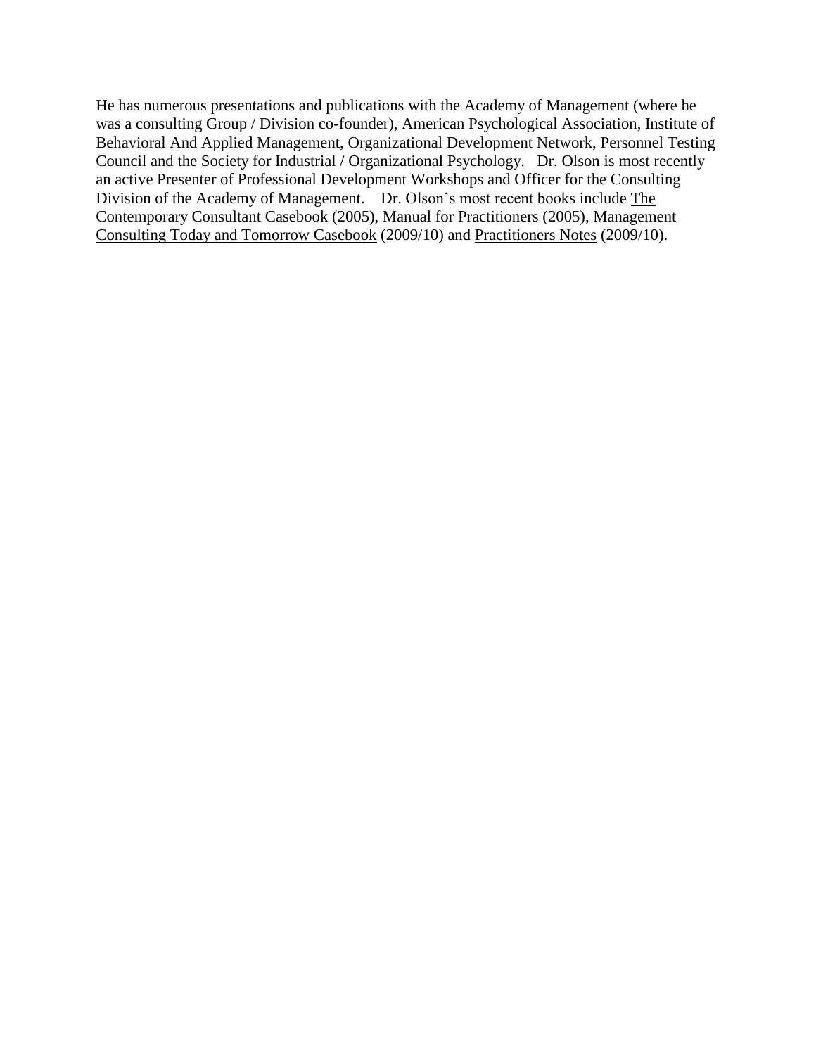He has numerous presentations and publications with the Academy of Management (where he was a consulting Group / Division co-founder), American Psychological Association, Institute of Behavioral And Applied Management, Organizational Development Network, Personnel Testing Council and the Society for Industrial / Organizational Psychology. Dr. Olson is most recently an active Presenter of Professional Development Workshops and Officer for the Consulting Division of the Academy of Management. Dr. Olson's most recent books include <u>The Contemporary Consultant Casebook</u> (2005), <u>Manual for Practitioners</u> (2005), <u>Management Consulting Today and Tomorrow Casebook</u> (2009/10) and <u>Practitioners Notes</u> (2009/10).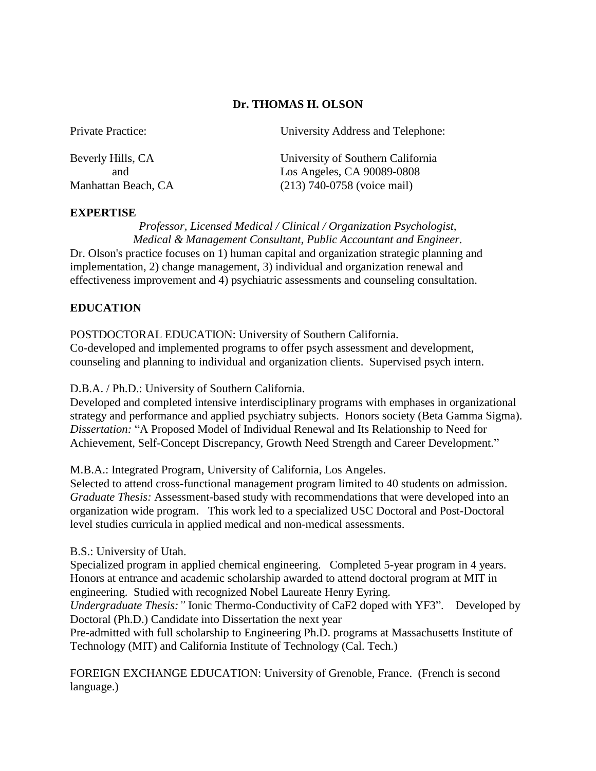# Dr. THOMAS H. OLSON

Private Practice:

Beverly Hills, CA
and
Manhattan Beach, CA

University Address and Telephone:

University of Southern California
Los Angeles, CA 90089-0808
(213) 740-0758 (voice mail)

## EXPERTISE

*Professor, Licensed Medical / Clinical / Organization Psychologist, Medical & Management Consultant, Public Accountant and Engineer.*

Dr. Olson's practice focuses on 1) human capital and organization strategic planning and implementation, 2) change management, 3) individual and organization renewal and effectiveness improvement and 4) psychiatric assessments and counseling consultation.

## EDUCATION

POSTDOCTORAL EDUCATION: University of Southern California.
Co-developed and implemented programs to offer psych assessment and development, counseling and planning to individual and organization clients. Supervised psych intern.

D.B.A. / Ph.D.: University of Southern California.
Developed and completed intensive interdisciplinary programs with emphases in organizational strategy and performance and applied psychiatry subjects. Honors society (Beta Gamma Sigma).
*Dissertation:* "A Proposed Model of Individual Renewal and Its Relationship to Need for Achievement, Self-Concept Discrepancy, Growth Need Strength and Career Development."

M.B.A.: Integrated Program, University of California, Los Angeles.
Selected to attend cross-functional management program limited to 40 students on admission.
*Graduate Thesis:* Assessment-based study with recommendations that were developed into an organization wide program. This work led to a specialized USC Doctoral and Post-Doctoral level studies curricula in applied medical and non-medical assessments.

B.S.: University of Utah.
Specialized program in applied chemical engineering. Completed 5-year program in 4 years. Honors at entrance and academic scholarship awarded to attend doctoral program at MIT in engineering. Studied with recognized Nobel Laureate Henry Eyring.
*Undergraduate Thesis:"* Ionic Thermo-Conductivity of $CaF_2$ doped with $YF_3$". Developed by Doctoral (Ph.D.) Candidate into Dissertation the next year
Pre-admitted with full scholarship to Engineering Ph.D. programs at Massachusetts Institute of Technology (MIT) and California Institute of Technology (Cal. Tech.)

FOREIGN EXCHANGE EDUCATION: University of Grenoble, France. (French is second language.)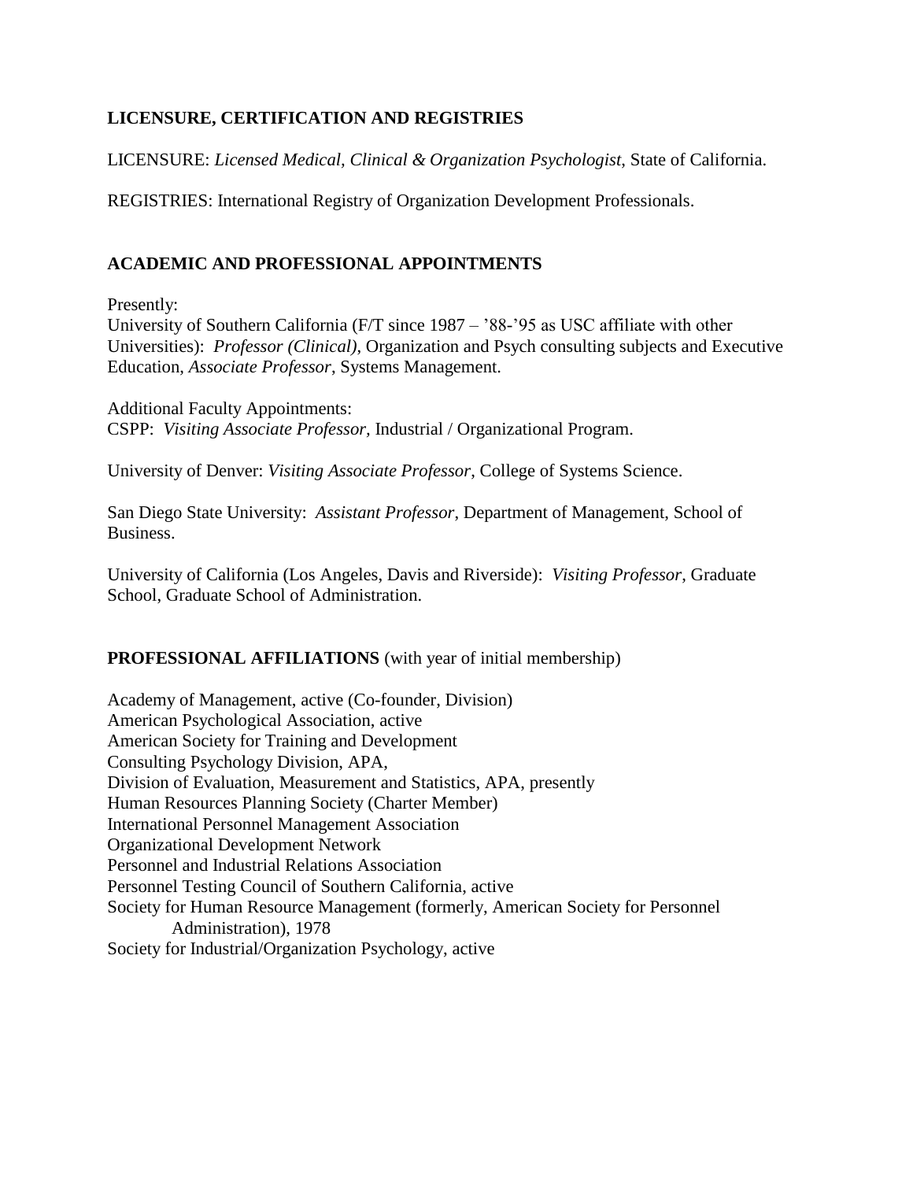## LICENSURE, CERTIFICATION AND REGISTRIES

LICENSURE: *Licensed Medical, Clinical & Organization Psychologist*, State of California.

REGISTRIES: International Registry of Organization Development Professionals.

## ACADEMIC AND PROFESSIONAL APPOINTMENTS

Presently:
University of Southern California (F/T since 1987 – '88-'95 as USC affiliate with other Universities): *Professor (Clinical)*, Organization and Psych consulting subjects and Executive Education, *Associate Professor*, Systems Management.

Additional Faculty Appointments:
CSPP: *Visiting Associate Professor,* Industrial / Organizational Program.

University of Denver: *Visiting Associate Professor*, College of Systems Science.

San Diego State University: *Assistant Professor*, Department of Management, School of Business.

University of California (Los Angeles, Davis and Riverside): *Visiting Professor*, Graduate School, Graduate School of Administration.

## PROFESSIONAL AFFILIATIONS (with year of initial membership)

Academy of Management, active (Co-founder, Division)
American Psychological Association, active
American Society for Training and Development
Consulting Psychology Division, APA,
Division of Evaluation, Measurement and Statistics, APA, presently
Human Resources Planning Society (Charter Member)
International Personnel Management Association
Organizational Development Network
Personnel and Industrial Relations Association
Personnel Testing Council of Southern California, active
Society for Human Resource Management (formerly, American Society for Personnel Administration), 1978
Society for Industrial/Organization Psychology, active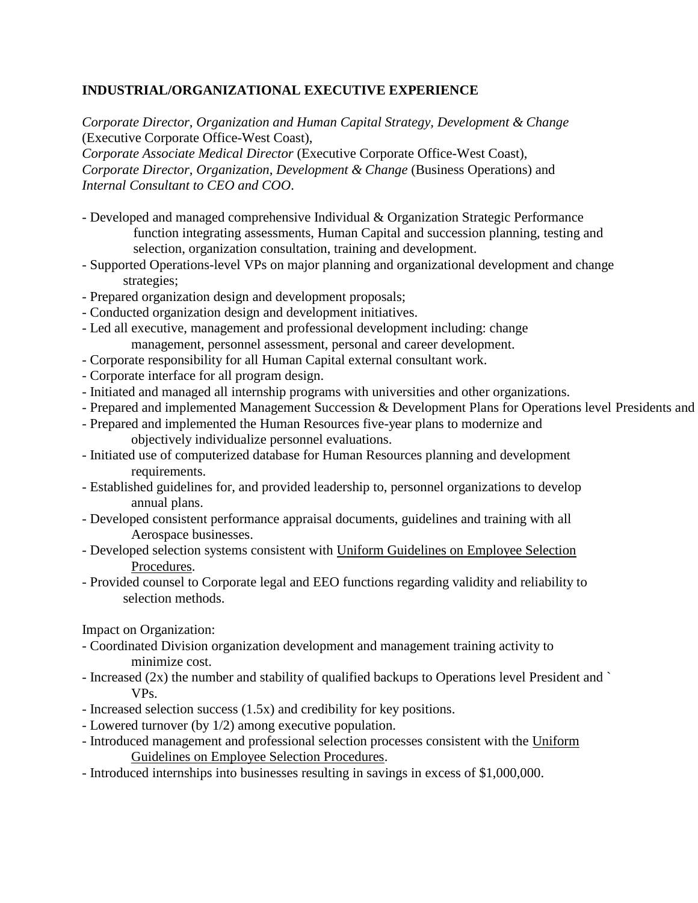**INDUSTRIAL/ORGANIZATIONAL EXECUTIVE EXPERIENCE**

*Corporate Director, Organization and Human Capital Strategy, Development & Change* (Executive Corporate Office-West Coast),
*Corporate Associate Medical Director* (Executive Corporate Office-West Coast),
*Corporate Director, Organization, Development & Change* (Business Operations) and
*Internal Consultant to CEO and COO*.

- Developed and managed comprehensive Individual & Organization Strategic Performance function integrating assessments, Human Capital and succession planning, testing and selection, organization consultation, training and development.
- Supported Operations-level VPs on major planning and organizational development and change strategies;
- Prepared organization design and development proposals;
- Conducted organization design and development initiatives.
- Led all executive, management and professional development including: change management, personnel assessment, personal and career development.
- Corporate responsibility for all Human Capital external consultant work.
- Corporate interface for all program design.
- Initiated and managed all internship programs with universities and other organizations.
- Prepared and implemented Management Succession & Development Plans for Operations level Presidents and
- Prepared and implemented the Human Resources five-year plans to modernize and objectively individualize personnel evaluations.
- Initiated use of computerized database for Human Resources planning and development requirements.
- Established guidelines for, and provided leadership to, personnel organizations to develop annual plans.
- Developed consistent performance appraisal documents, guidelines and training with all Aerospace businesses.
- Developed selection systems consistent with <u>Uniform Guidelines on Employee Selection Procedures</u>.
- Provided counsel to Corporate legal and EEO functions regarding validity and reliability to selection methods.

Impact on Organization:

- Coordinated Division organization development and management training activity to minimize cost.
- Increased (2x) the number and stability of qualified backups to Operations level President and ` VPs.
- Increased selection success (1.5x) and credibility for key positions.
- Lowered turnover (by 1/2) among executive population.
- Introduced management and professional selection processes consistent with the <u>Uniform Guidelines on Employee Selection Procedures</u>.
- Introduced internships into businesses resulting in savings in excess of $1,000,000.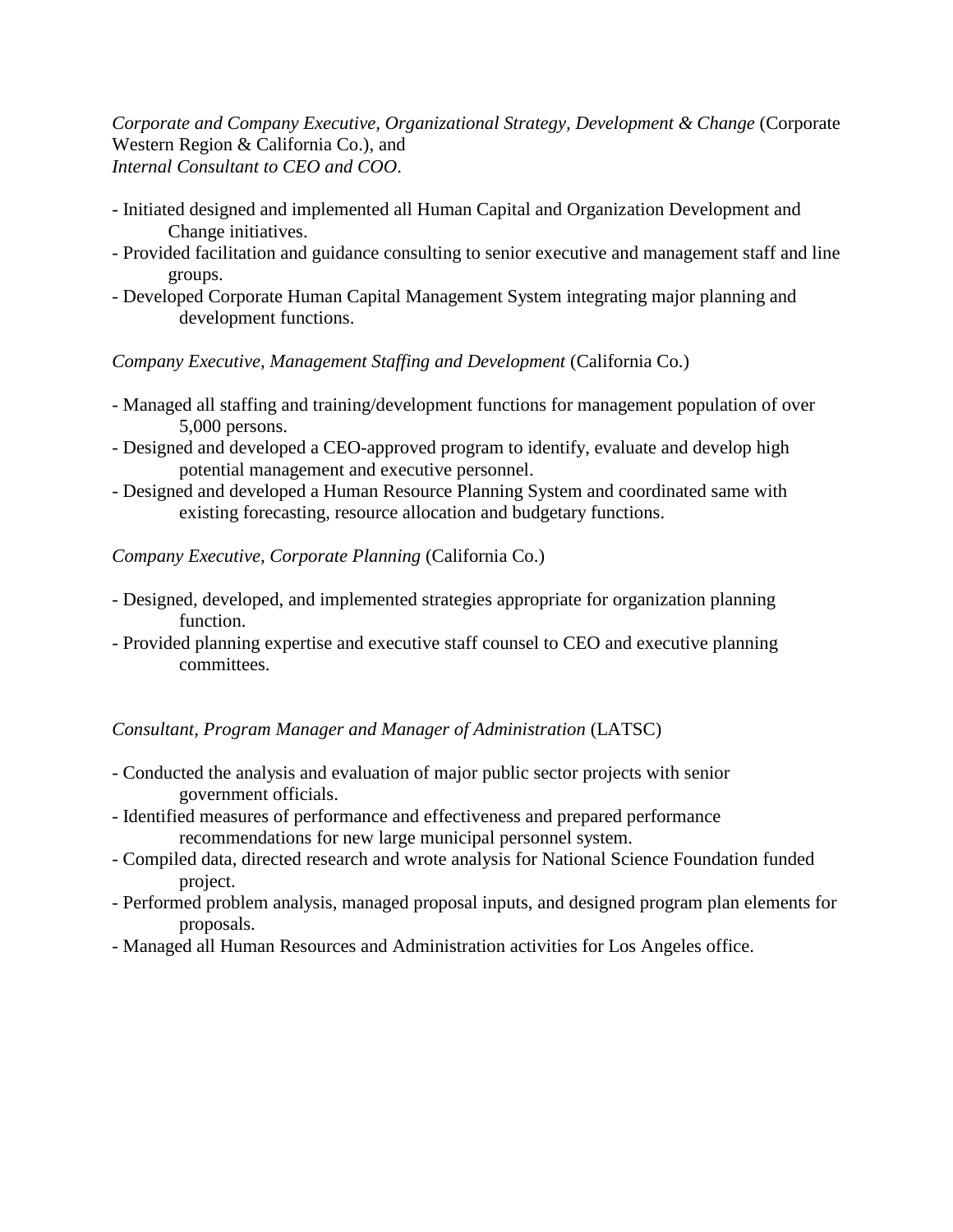*Corporate and Company Executive, Organizational Strategy, Development & Change* (Corporate Western Region & California Co.), and
*Internal Consultant to CEO and COO*.

- Initiated designed and implemented all Human Capital and Organization Development and Change initiatives.
- Provided facilitation and guidance consulting to senior executive and management staff and line groups.
- Developed Corporate Human Capital Management System integrating major planning and development functions.

*Company Executive, Management Staffing and Development* (California Co.)

- Managed all staffing and training/development functions for management population of over 5,000 persons.
- Designed and developed a CEO-approved program to identify, evaluate and develop high potential management and executive personnel.
- Designed and developed a Human Resource Planning System and coordinated same with existing forecasting, resource allocation and budgetary functions.

*Company Executive, Corporate Planning* (California Co.)

- Designed, developed, and implemented strategies appropriate for organization planning function.
- Provided planning expertise and executive staff counsel to CEO and executive planning committees.

*Consultant, Program Manager and Manager of Administration* (LATSC)

- Conducted the analysis and evaluation of major public sector projects with senior government officials.
- Identified measures of performance and effectiveness and prepared performance recommendations for new large municipal personnel system.
- Compiled data, directed research and wrote analysis for National Science Foundation funded project.
- Performed problem analysis, managed proposal inputs, and designed program plan elements for proposals.
- Managed all Human Resources and Administration activities for Los Angeles office.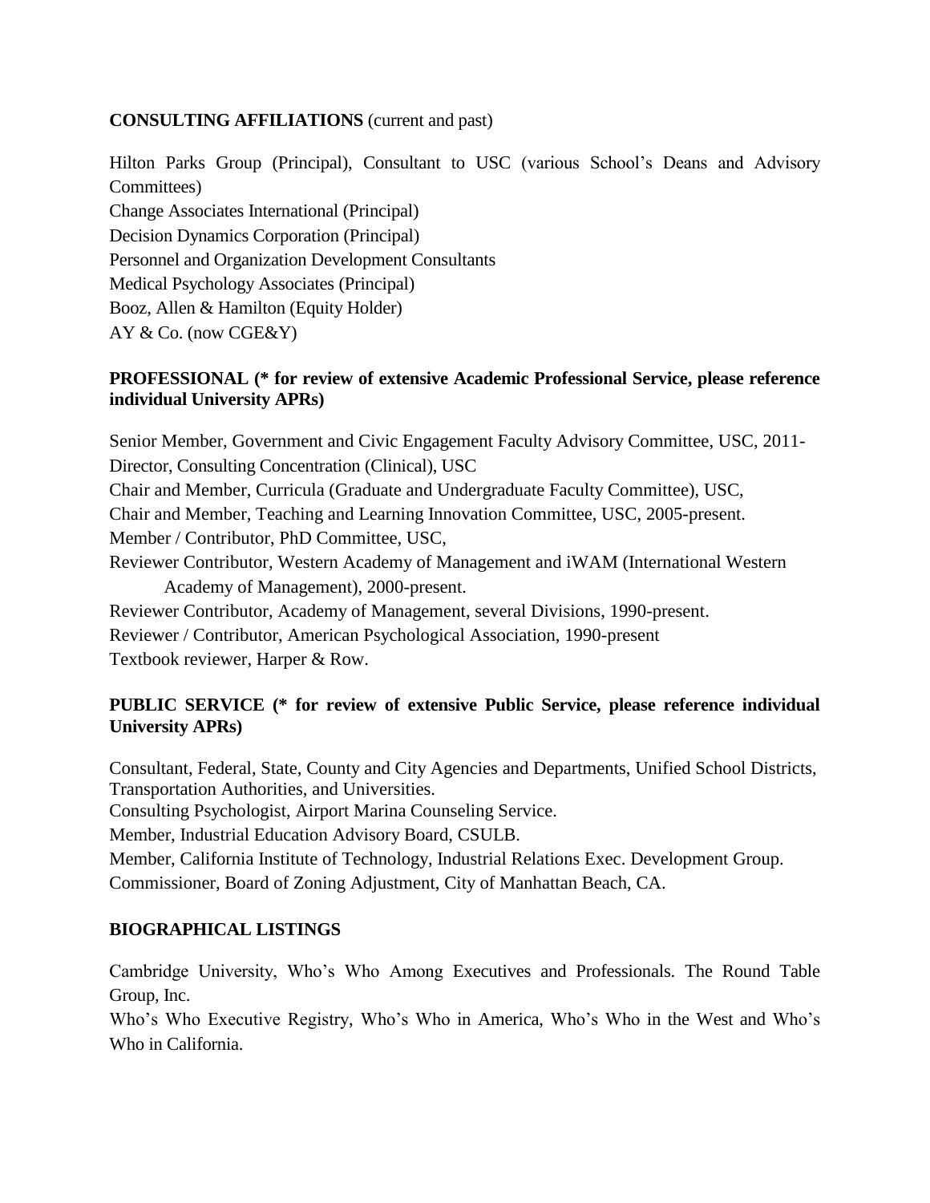**CONSULTING AFFILIATIONS** (current and past)

Hilton Parks Group (Principal), Consultant to USC (various School's Deans and Advisory Committees)
Change Associates International (Principal)
Decision Dynamics Corporation (Principal)
Personnel and Organization Development Consultants
Medical Psychology Associates (Principal)
Booz, Allen & Hamilton (Equity Holder)
AY & Co. (now CGE&Y)

**PROFESSIONAL (* for review of extensive Academic Professional Service, please reference individual University APRs)**

Senior Member, Government and Civic Engagement Faculty Advisory Committee, USC, 2011-
Director, Consulting Concentration (Clinical), USC
Chair and Member, Curricula (Graduate and Undergraduate Faculty Committee), USC,
Chair and Member, Teaching and Learning Innovation Committee, USC, 2005-present.
Member / Contributor, PhD Committee, USC,
Reviewer Contributor, Western Academy of Management and iWAM (International Western Academy of Management), 2000-present.
Reviewer Contributor, Academy of Management, several Divisions, 1990-present.
Reviewer / Contributor, American Psychological Association, 1990-present
Textbook reviewer, Harper & Row.

**PUBLIC SERVICE (* for review of extensive Public Service, please reference individual University APRs)**

Consultant, Federal, State, County and City Agencies and Departments, Unified School Districts, Transportation Authorities, and Universities.
Consulting Psychologist, Airport Marina Counseling Service.
Member, Industrial Education Advisory Board, CSULB.
Member, California Institute of Technology, Industrial Relations Exec. Development Group.
Commissioner, Board of Zoning Adjustment, City of Manhattan Beach, CA.

**BIOGRAPHICAL LISTINGS**

Cambridge University, Who's Who Among Executives and Professionals. The Round Table Group, Inc.
Who's Who Executive Registry, Who's Who in America, Who's Who in the West and Who's Who in California.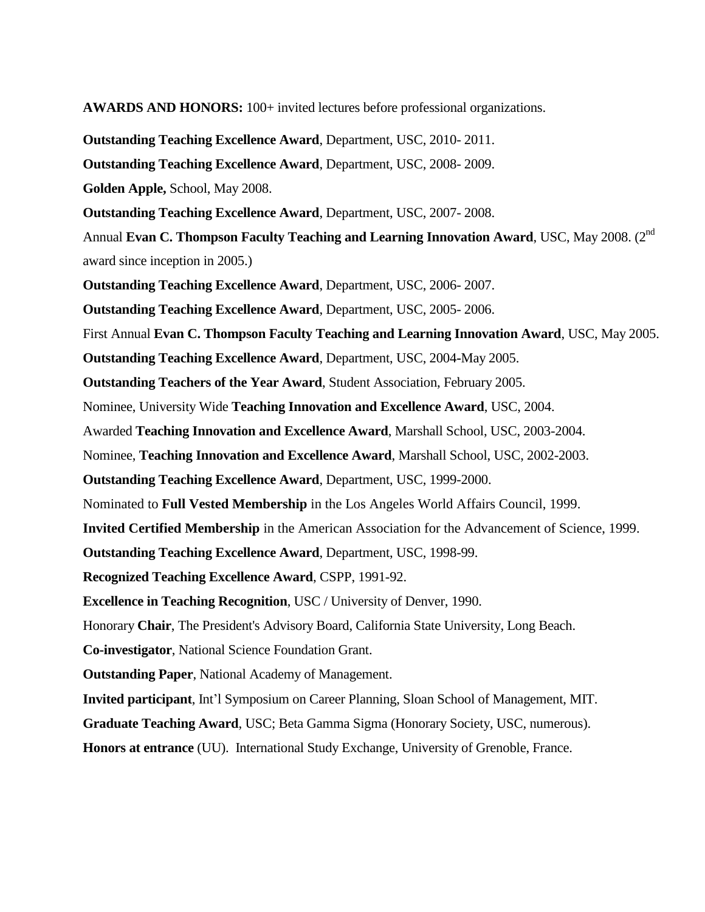**AWARDS AND HONORS:** 100+ invited lectures before professional organizations.

**Outstanding Teaching Excellence Award**, Department, USC, 2010- 2011.

**Outstanding Teaching Excellence Award**, Department, USC, 2008- 2009.

**Golden Apple,** School, May 2008.

**Outstanding Teaching Excellence Award**, Department, USC, 2007- 2008.

Annual **Evan C. Thompson Faculty Teaching and Learning Innovation Award**, USC, May 2008. (2nd award since inception in 2005.)

**Outstanding Teaching Excellence Award**, Department, USC, 2006- 2007.

**Outstanding Teaching Excellence Award**, Department, USC, 2005- 2006.

First Annual **Evan C. Thompson Faculty Teaching and Learning Innovation Award**, USC, May 2005.

**Outstanding Teaching Excellence Award**, Department, USC, 2004-May 2005.

**Outstanding Teachers of the Year Award**, Student Association, February 2005.

Nominee, University Wide **Teaching Innovation and Excellence Award**, USC, 2004.

Awarded **Teaching Innovation and Excellence Award**, Marshall School, USC, 2003-2004.

Nominee, **Teaching Innovation and Excellence Award**, Marshall School, USC, 2002-2003.

**Outstanding Teaching Excellence Award**, Department, USC, 1999-2000.

Nominated to **Full Vested Membership** in the Los Angeles World Affairs Council, 1999.

**Invited Certified Membership** in the American Association for the Advancement of Science, 1999.

**Outstanding Teaching Excellence Award**, Department, USC, 1998-99.

**Recognized Teaching Excellence Award**, CSPP, 1991-92.

**Excellence in Teaching Recognition**, USC / University of Denver, 1990.

Honorary **Chair**, The President's Advisory Board, California State University, Long Beach.

**Co-investigator**, National Science Foundation Grant.

**Outstanding Paper**, National Academy of Management.

**Invited participant**, Int'l Symposium on Career Planning, Sloan School of Management, MIT.

**Graduate Teaching Award**, USC; Beta Gamma Sigma (Honorary Society, USC, numerous).

**Honors at entrance** (UU). International Study Exchange, University of Grenoble, France.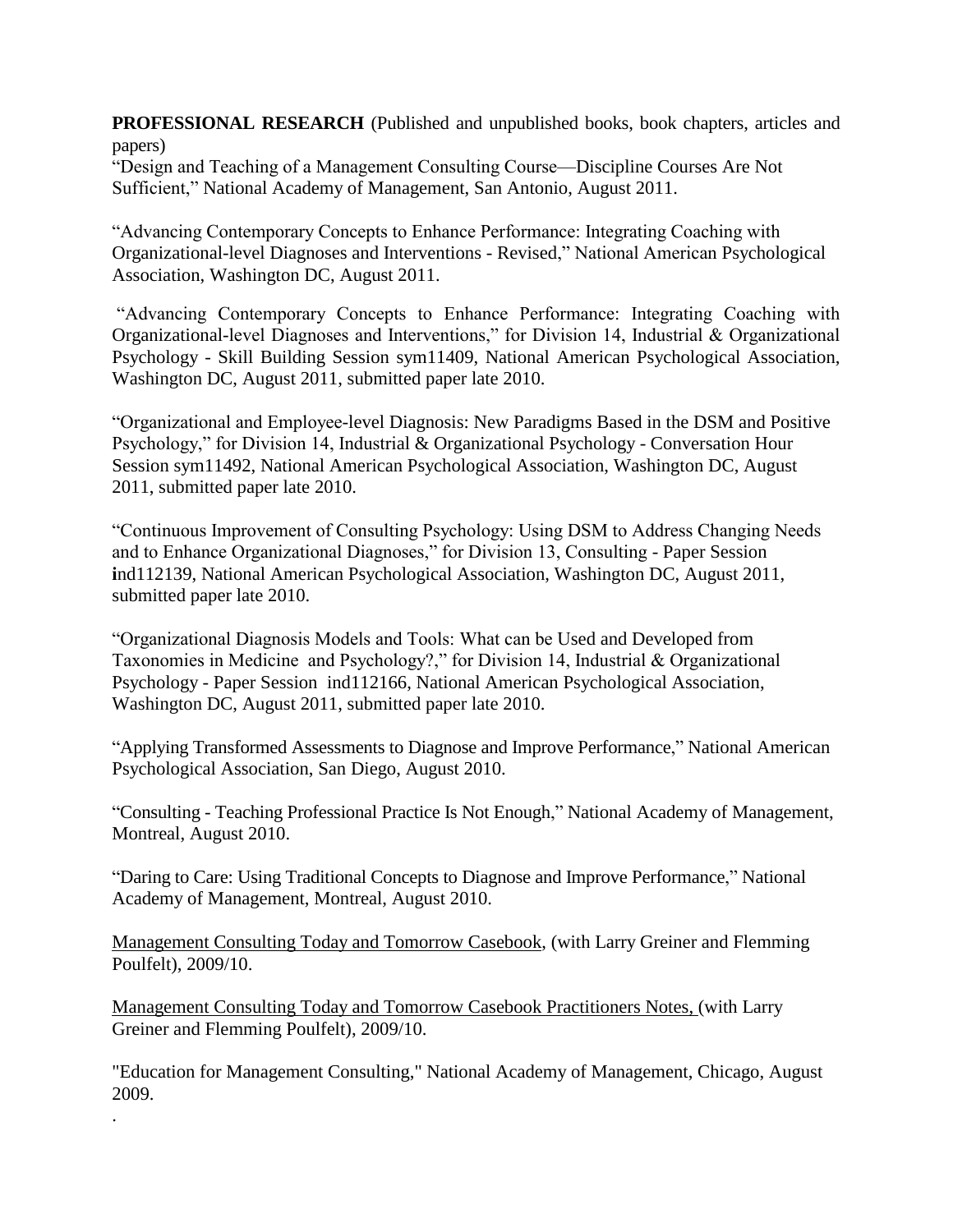**PROFESSIONAL RESEARCH** (Published and unpublished books, book chapters, articles and papers)

"Design and Teaching of a Management Consulting Course—Discipline Courses Are Not Sufficient," National Academy of Management, San Antonio, August 2011.

"Advancing Contemporary Concepts to Enhance Performance: Integrating Coaching with Organizational-level Diagnoses and Interventions - Revised," National American Psychological Association, Washington DC, August 2011.

"Advancing Contemporary Concepts to Enhance Performance: Integrating Coaching with Organizational-level Diagnoses and Interventions," for Division 14, Industrial & Organizational Psychology - Skill Building Session sym11409, National American Psychological Association, Washington DC, August 2011, submitted paper late 2010.

"Organizational and Employee-level Diagnosis: New Paradigms Based in the DSM and Positive Psychology," for Division 14, Industrial & Organizational Psychology - Conversation Hour Session sym11492, National American Psychological Association, Washington DC, August 2011, submitted paper late 2010.

"Continuous Improvement of Consulting Psychology: Using DSM to Address Changing Needs and to Enhance Organizational Diagnoses," for Division 13, Consulting - Paper Session **i**nd112139, National American Psychological Association, Washington DC, August 2011, submitted paper late 2010.

"Organizational Diagnosis Models and Tools: What can be Used and Developed from Taxonomies in Medicine and Psychology?," for Division 14, Industrial & Organizational Psychology - Paper Session ind112166, National American Psychological Association, Washington DC, August 2011, submitted paper late 2010.

"Applying Transformed Assessments to Diagnose and Improve Performance," National American Psychological Association, San Diego, August 2010.

"Consulting - Teaching Professional Practice Is Not Enough," National Academy of Management, Montreal, August 2010.

"Daring to Care: Using Traditional Concepts to Diagnose and Improve Performance," National Academy of Management, Montreal, August 2010.

Management Consulting Today and Tomorrow Casebook, (with Larry Greiner and Flemming Poulfelt), 2009/10.

Management Consulting Today and Tomorrow Casebook Practitioners Notes, (with Larry Greiner and Flemming Poulfelt), 2009/10.

"Education for Management Consulting," National Academy of Management, Chicago, August 2009.

.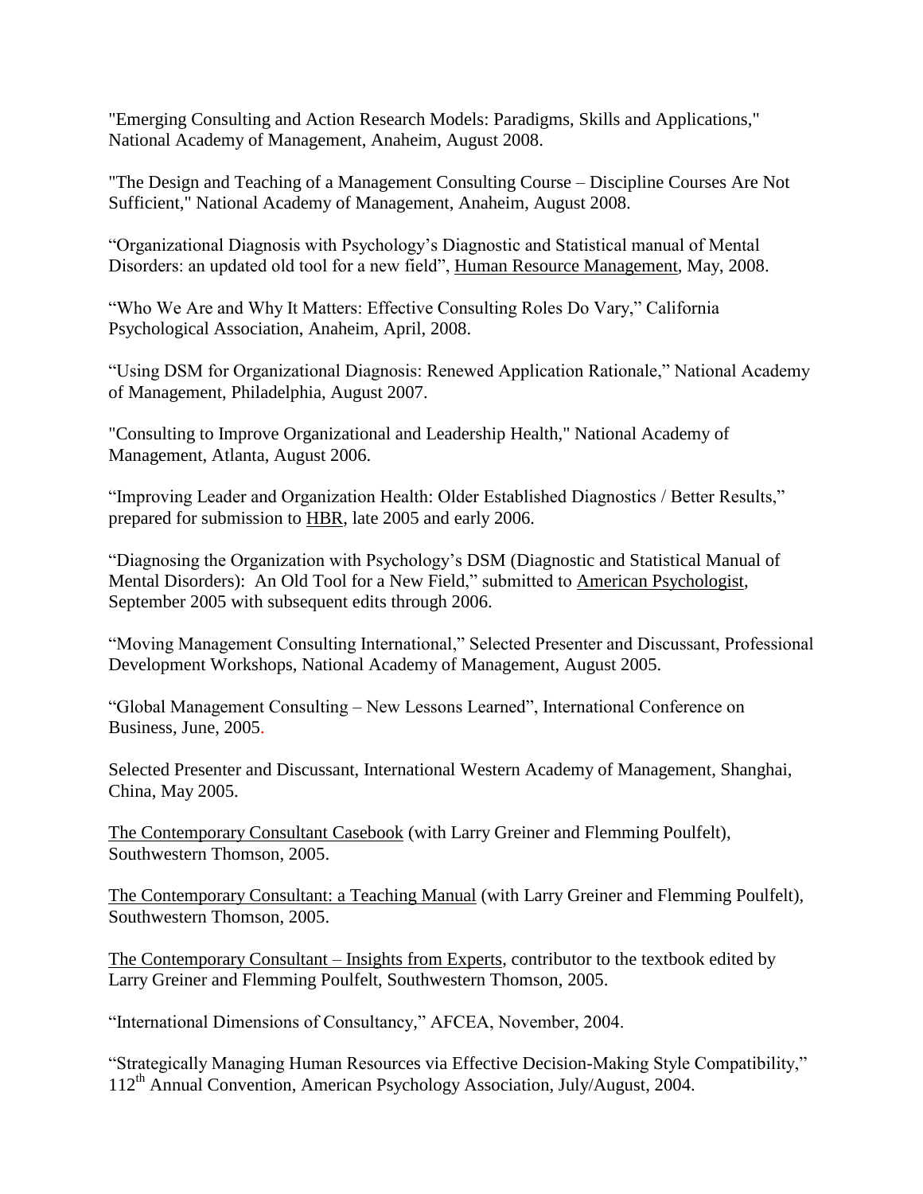"Emerging Consulting and Action Research Models: Paradigms, Skills and Applications," National Academy of Management, Anaheim, August 2008.

"The Design and Teaching of a Management Consulting Course – Discipline Courses Are Not Sufficient," National Academy of Management, Anaheim, August 2008.

"Organizational Diagnosis with Psychology's Diagnostic and Statistical manual of Mental Disorders: an updated old tool for a new field", Human Resource Management, May, 2008.

"Who We Are and Why It Matters: Effective Consulting Roles Do Vary," California Psychological Association, Anaheim, April, 2008.

"Using DSM for Organizational Diagnosis: Renewed Application Rationale," National Academy of Management, Philadelphia, August 2007.

"Consulting to Improve Organizational and Leadership Health," National Academy of Management, Atlanta, August 2006.

"Improving Leader and Organization Health: Older Established Diagnostics / Better Results," prepared for submission to HBR, late 2005 and early 2006.

"Diagnosing the Organization with Psychology's DSM (Diagnostic and Statistical Manual of Mental Disorders): An Old Tool for a New Field," submitted to American Psychologist, September 2005 with subsequent edits through 2006.

"Moving Management Consulting International," Selected Presenter and Discussant, Professional Development Workshops, National Academy of Management, August 2005.

"Global Management Consulting – New Lessons Learned", International Conference on Business, June, 2005.

Selected Presenter and Discussant, International Western Academy of Management, Shanghai, China, May 2005.

The Contemporary Consultant Casebook (with Larry Greiner and Flemming Poulfelt), Southwestern Thomson, 2005.

The Contemporary Consultant: a Teaching Manual (with Larry Greiner and Flemming Poulfelt), Southwestern Thomson, 2005.

The Contemporary Consultant – Insights from Experts, contributor to the textbook edited by Larry Greiner and Flemming Poulfelt, Southwestern Thomson, 2005.

"International Dimensions of Consultancy," AFCEA, November, 2004.

"Strategically Managing Human Resources via Effective Decision-Making Style Compatibility," 112th Annual Convention, American Psychology Association, July/August, 2004.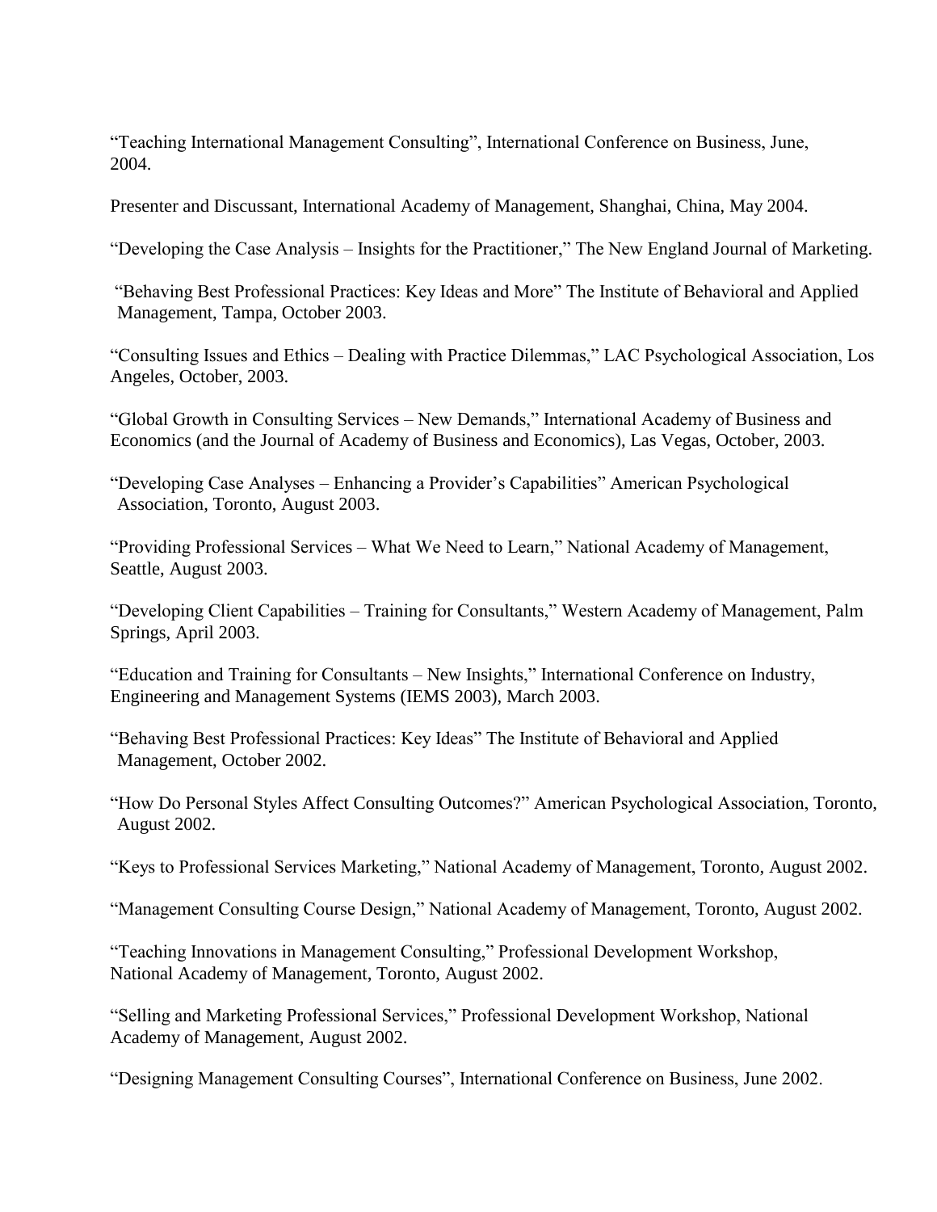"Teaching International Management Consulting", International Conference on Business, June, 2004.

Presenter and Discussant, International Academy of Management, Shanghai, China, May 2004.

"Developing the Case Analysis – Insights for the Practitioner," The New England Journal of Marketing.

"Behaving Best Professional Practices: Key Ideas and More" The Institute of Behavioral and Applied Management, Tampa, October 2003.

"Consulting Issues and Ethics – Dealing with Practice Dilemmas," LAC Psychological Association, Los Angeles, October, 2003.

"Global Growth in Consulting Services – New Demands," International Academy of Business and Economics (and the Journal of Academy of Business and Economics), Las Vegas, October, 2003.

"Developing Case Analyses – Enhancing a Provider's Capabilities" American Psychological Association, Toronto, August 2003.

"Providing Professional Services – What We Need to Learn," National Academy of Management, Seattle, August 2003.

"Developing Client Capabilities – Training for Consultants," Western Academy of Management, Palm Springs, April 2003.

"Education and Training for Consultants – New Insights," International Conference on Industry, Engineering and Management Systems (IEMS 2003), March 2003.

"Behaving Best Professional Practices: Key Ideas" The Institute of Behavioral and Applied Management, October 2002.

"How Do Personal Styles Affect Consulting Outcomes?" American Psychological Association, Toronto, August 2002.

"Keys to Professional Services Marketing," National Academy of Management, Toronto, August 2002.

"Management Consulting Course Design," National Academy of Management, Toronto, August 2002.

"Teaching Innovations in Management Consulting," Professional Development Workshop, National Academy of Management, Toronto, August 2002.

"Selling and Marketing Professional Services," Professional Development Workshop, National Academy of Management, August 2002.

"Designing Management Consulting Courses", International Conference on Business, June 2002.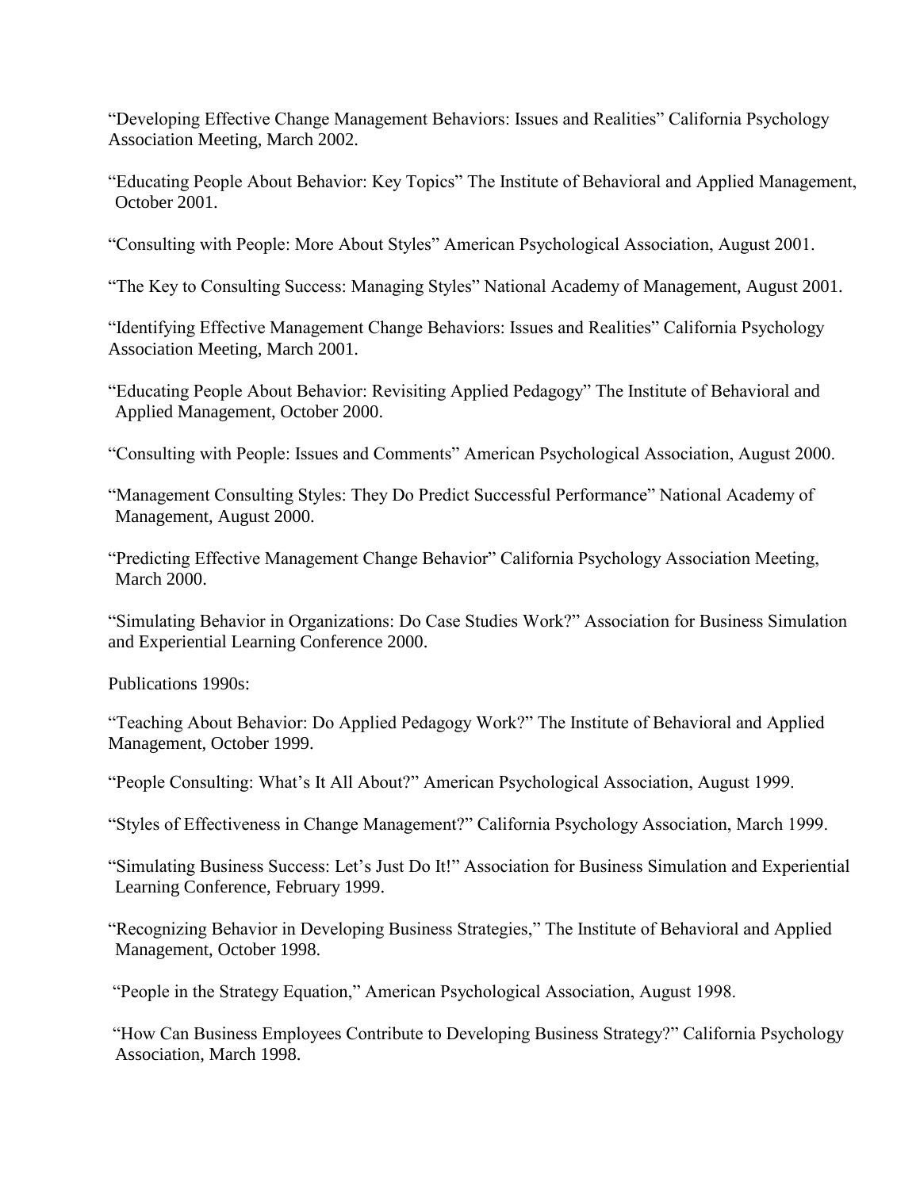"Developing Effective Change Management Behaviors: Issues and Realities" California Psychology Association Meeting, March 2002.

"Educating People About Behavior: Key Topics" The Institute of Behavioral and Applied Management, October 2001.

"Consulting with People: More About Styles" American Psychological Association, August 2001.

"The Key to Consulting Success: Managing Styles" National Academy of Management, August 2001.

"Identifying Effective Management Change Behaviors: Issues and Realities" California Psychology Association Meeting, March 2001.

"Educating People About Behavior: Revisiting Applied Pedagogy" The Institute of Behavioral and Applied Management, October 2000.

"Consulting with People: Issues and Comments" American Psychological Association, August 2000.

"Management Consulting Styles: They Do Predict Successful Performance" National Academy of Management, August 2000.

"Predicting Effective Management Change Behavior" California Psychology Association Meeting, March 2000.

"Simulating Behavior in Organizations: Do Case Studies Work?" Association for Business Simulation and Experiential Learning Conference 2000.

Publications 1990s:

"Teaching About Behavior: Do Applied Pedagogy Work?" The Institute of Behavioral and Applied Management, October 1999.

"People Consulting: What's It All About?" American Psychological Association, August 1999.

"Styles of Effectiveness in Change Management?" California Psychology Association, March 1999.

"Simulating Business Success: Let's Just Do It!" Association for Business Simulation and Experiential Learning Conference, February 1999.

"Recognizing Behavior in Developing Business Strategies," The Institute of Behavioral and Applied Management, October 1998.

"People in the Strategy Equation," American Psychological Association, August 1998.

"How Can Business Employees Contribute to Developing Business Strategy?" California Psychology Association, March 1998.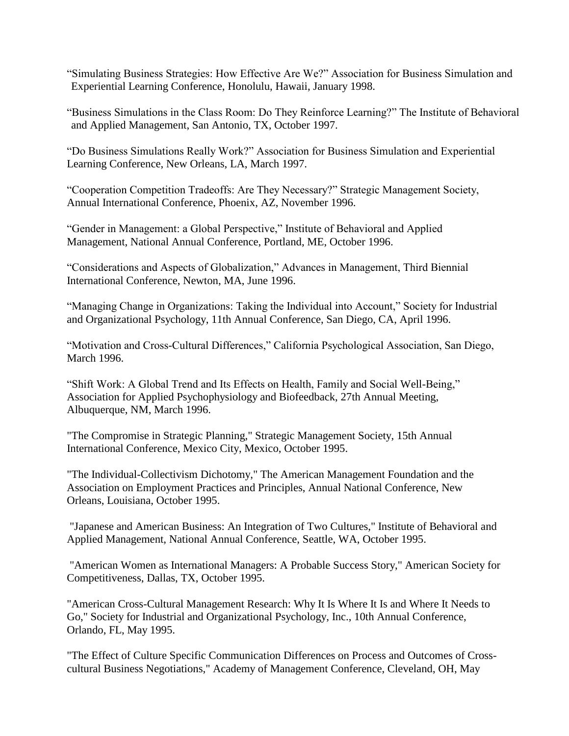“Simulating Business Strategies: How Effective Are We?” Association for Business Simulation and Experiential Learning Conference, Honolulu, Hawaii, January 1998.

“Business Simulations in the Class Room: Do They Reinforce Learning?” The Institute of Behavioral and Applied Management, San Antonio, TX, October 1997.

“Do Business Simulations Really Work?” Association for Business Simulation and Experiential Learning Conference, New Orleans, LA, March 1997.

“Cooperation Competition Tradeoffs: Are They Necessary?” Strategic Management Society, Annual International Conference, Phoenix, AZ, November 1996.

“Gender in Management: a Global Perspective,” Institute of Behavioral and Applied Management, National Annual Conference, Portland, ME, October 1996.

“Considerations and Aspects of Globalization,” Advances in Management, Third Biennial International Conference, Newton, MA, June 1996.

“Managing Change in Organizations: Taking the Individual into Account,” Society for Industrial and Organizational Psychology, 11th Annual Conference, San Diego, CA, April 1996.

“Motivation and Cross-Cultural Differences,” California Psychological Association, San Diego, March 1996.

“Shift Work: A Global Trend and Its Effects on Health, Family and Social Well-Being,” Association for Applied Psychophysiology and Biofeedback, 27th Annual Meeting, Albuquerque, NM, March 1996.

"The Compromise in Strategic Planning," Strategic Management Society, 15th Annual International Conference, Mexico City, Mexico, October 1995.

"The Individual-Collectivism Dichotomy," The American Management Foundation and the Association on Employment Practices and Principles, Annual National Conference, New Orleans, Louisiana, October 1995.

"Japanese and American Business: An Integration of Two Cultures," Institute of Behavioral and Applied Management, National Annual Conference, Seattle, WA, October 1995.

"American Women as International Managers: A Probable Success Story," American Society for Competitiveness, Dallas, TX, October 1995.

"American Cross-Cultural Management Research: Why It Is Where It Is and Where It Needs to Go," Society for Industrial and Organizational Psychology, Inc., 10th Annual Conference, Orlando, FL, May 1995.

"The Effect of Culture Specific Communication Differences on Process and Outcomes of Cross-cultural Business Negotiations," Academy of Management Conference, Cleveland, OH, May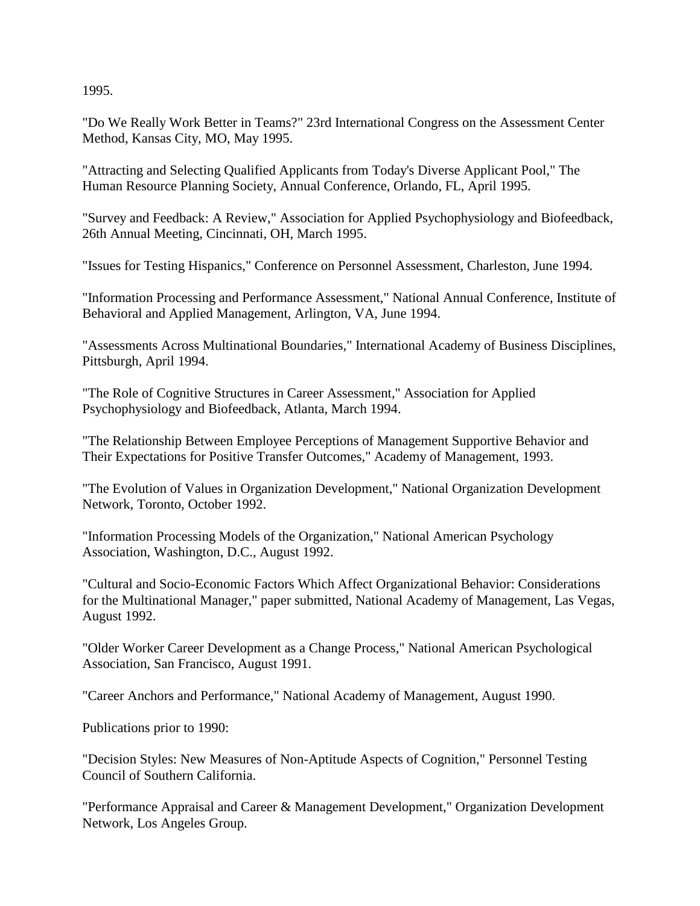1995.

"Do We Really Work Better in Teams?" 23rd International Congress on the Assessment Center Method, Kansas City, MO, May 1995.

"Attracting and Selecting Qualified Applicants from Today's Diverse Applicant Pool," The Human Resource Planning Society, Annual Conference, Orlando, FL, April 1995.

"Survey and Feedback: A Review," Association for Applied Psychophysiology and Biofeedback, 26th Annual Meeting, Cincinnati, OH, March 1995.

"Issues for Testing Hispanics," Conference on Personnel Assessment, Charleston, June 1994.

"Information Processing and Performance Assessment," National Annual Conference, Institute of Behavioral and Applied Management, Arlington, VA, June 1994.

"Assessments Across Multinational Boundaries," International Academy of Business Disciplines, Pittsburgh, April 1994.

"The Role of Cognitive Structures in Career Assessment," Association for Applied Psychophysiology and Biofeedback, Atlanta, March 1994.

"The Relationship Between Employee Perceptions of Management Supportive Behavior and Their Expectations for Positive Transfer Outcomes," Academy of Management, 1993.

"The Evolution of Values in Organization Development," National Organization Development Network, Toronto, October 1992.

"Information Processing Models of the Organization," National American Psychology Association, Washington, D.C., August 1992.

"Cultural and Socio-Economic Factors Which Affect Organizational Behavior: Considerations for the Multinational Manager," paper submitted, National Academy of Management, Las Vegas, August 1992.

"Older Worker Career Development as a Change Process," National American Psychological Association, San Francisco, August 1991.

"Career Anchors and Performance," National Academy of Management, August 1990.

Publications prior to 1990:

"Decision Styles: New Measures of Non-Aptitude Aspects of Cognition," Personnel Testing Council of Southern California.

"Performance Appraisal and Career & Management Development," Organization Development Network, Los Angeles Group.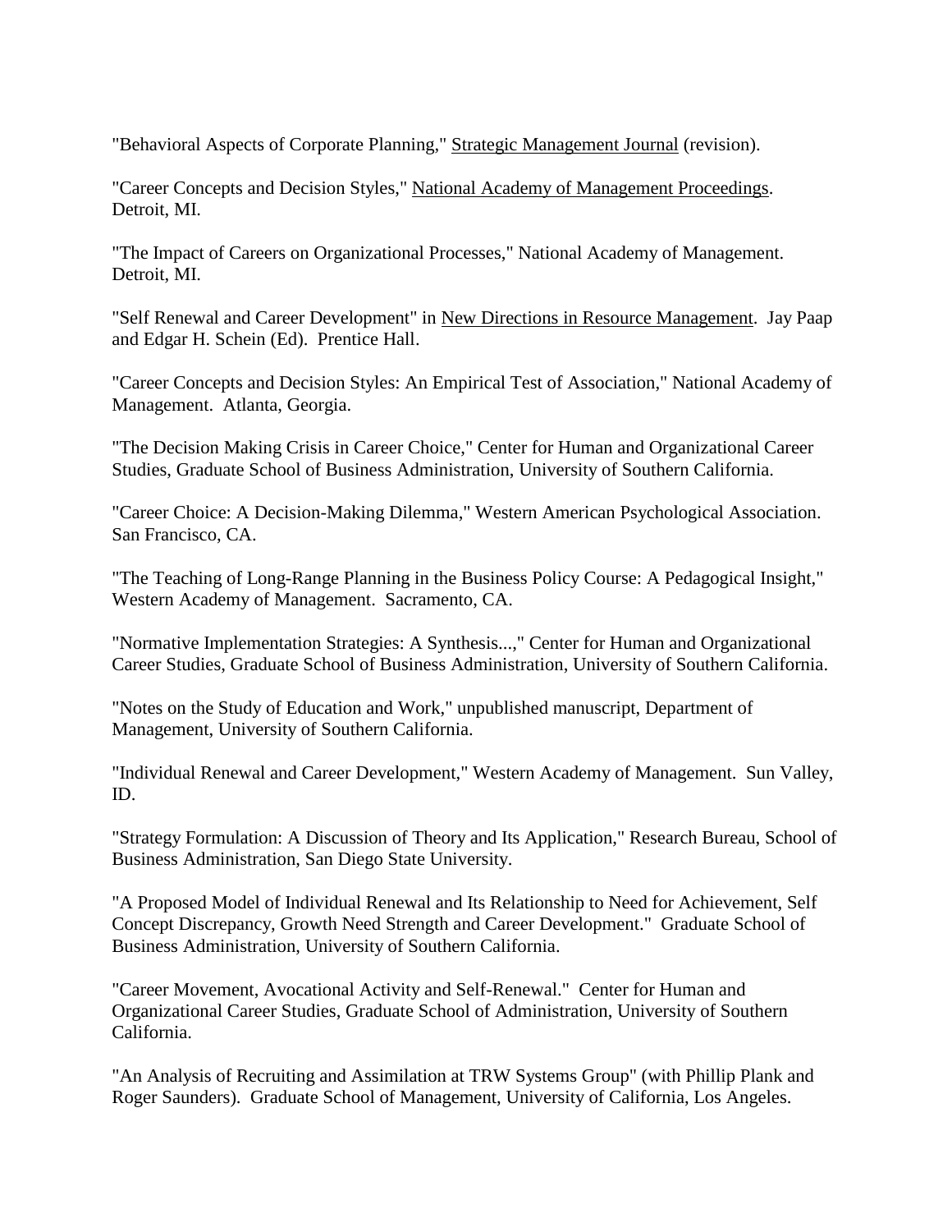"Behavioral Aspects of Corporate Planning," Strategic Management Journal (revision).

"Career Concepts and Decision Styles," National Academy of Management Proceedings. Detroit, MI.

"The Impact of Careers on Organizational Processes," National Academy of Management. Detroit, MI.

"Self Renewal and Career Development" in New Directions in Resource Management. Jay Paap and Edgar H. Schein (Ed). Prentice Hall.

"Career Concepts and Decision Styles: An Empirical Test of Association," National Academy of Management. Atlanta, Georgia.

"The Decision Making Crisis in Career Choice," Center for Human and Organizational Career Studies, Graduate School of Business Administration, University of Southern California.

"Career Choice: A Decision-Making Dilemma," Western American Psychological Association. San Francisco, CA.

"The Teaching of Long-Range Planning in the Business Policy Course: A Pedagogical Insight," Western Academy of Management. Sacramento, CA.

"Normative Implementation Strategies: A Synthesis...," Center for Human and Organizational Career Studies, Graduate School of Business Administration, University of Southern California.

"Notes on the Study of Education and Work," unpublished manuscript, Department of Management, University of Southern California.

"Individual Renewal and Career Development," Western Academy of Management. Sun Valley, ID.

"Strategy Formulation: A Discussion of Theory and Its Application," Research Bureau, School of Business Administration, San Diego State University.

"A Proposed Model of Individual Renewal and Its Relationship to Need for Achievement, Self Concept Discrepancy, Growth Need Strength and Career Development." Graduate School of Business Administration, University of Southern California.

"Career Movement, Avocational Activity and Self-Renewal." Center for Human and Organizational Career Studies, Graduate School of Administration, University of Southern California.

"An Analysis of Recruiting and Assimilation at TRW Systems Group" (with Phillip Plank and Roger Saunders). Graduate School of Management, University of California, Los Angeles.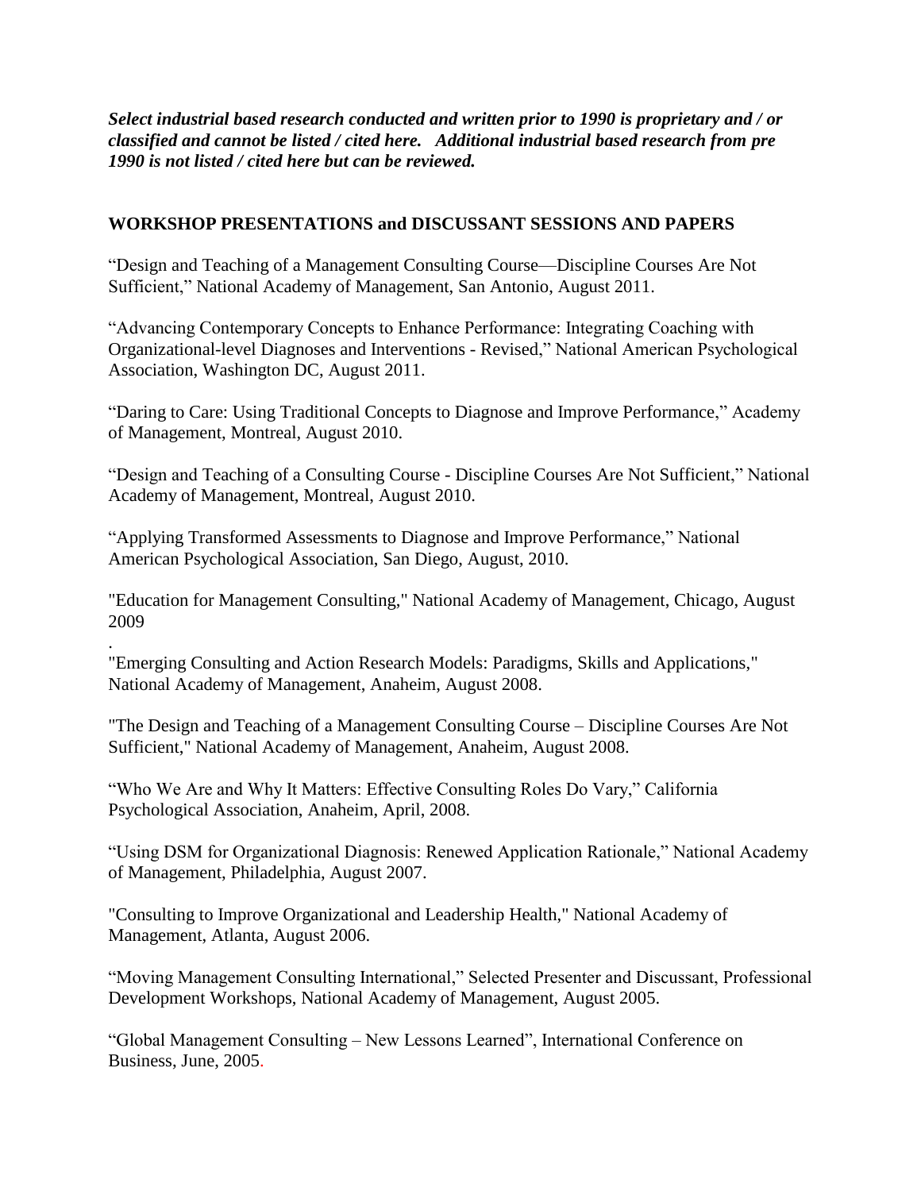***Select industrial based research conducted and written prior to 1990 is proprietary and / or classified and cannot be listed / cited here. Additional industrial based research from pre 1990 is not listed / cited here but can be reviewed.***

## WORKSHOP PRESENTATIONS and DISCUSSANT SESSIONS AND PAPERS

"Design and Teaching of a Management Consulting Course—Discipline Courses Are Not Sufficient," National Academy of Management, San Antonio, August 2011.

"Advancing Contemporary Concepts to Enhance Performance: Integrating Coaching with Organizational-level Diagnoses and Interventions - Revised," National American Psychological Association, Washington DC, August 2011.

"Daring to Care: Using Traditional Concepts to Diagnose and Improve Performance," Academy of Management, Montreal, August 2010.

"Design and Teaching of a Consulting Course - Discipline Courses Are Not Sufficient," National Academy of Management, Montreal, August 2010.

"Applying Transformed Assessments to Diagnose and Improve Performance," National American Psychological Association, San Diego, August, 2010.

"Education for Management Consulting," National Academy of Management, Chicago, August 2009
.

"Emerging Consulting and Action Research Models: Paradigms, Skills and Applications," National Academy of Management, Anaheim, August 2008.

"The Design and Teaching of a Management Consulting Course – Discipline Courses Are Not Sufficient," National Academy of Management, Anaheim, August 2008.

"Who We Are and Why It Matters: Effective Consulting Roles Do Vary," California Psychological Association, Anaheim, April, 2008.

"Using DSM for Organizational Diagnosis: Renewed Application Rationale," National Academy of Management, Philadelphia, August 2007.

"Consulting to Improve Organizational and Leadership Health," National Academy of Management, Atlanta, August 2006.

"Moving Management Consulting International," Selected Presenter and Discussant, Professional Development Workshops, National Academy of Management, August 2005.

"Global Management Consulting – New Lessons Learned", International Conference on Business, June, 2005.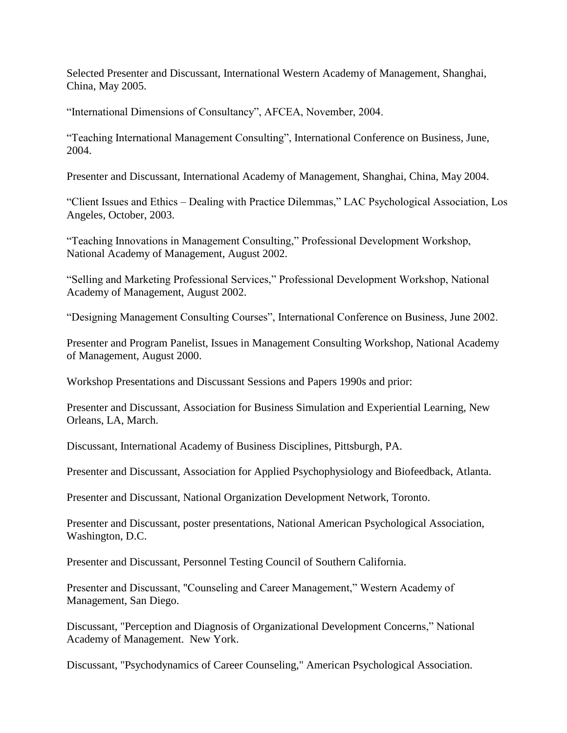Selected Presenter and Discussant, International Western Academy of Management, Shanghai, China, May 2005.

"International Dimensions of Consultancy", AFCEA, November, 2004.

"Teaching International Management Consulting", International Conference on Business, June, 2004.

Presenter and Discussant, International Academy of Management, Shanghai, China, May 2004.

"Client Issues and Ethics – Dealing with Practice Dilemmas," LAC Psychological Association, Los Angeles, October, 2003.

"Teaching Innovations in Management Consulting," Professional Development Workshop, National Academy of Management, August 2002.

"Selling and Marketing Professional Services," Professional Development Workshop, National Academy of Management, August 2002.

"Designing Management Consulting Courses", International Conference on Business, June 2002.

Presenter and Program Panelist, Issues in Management Consulting Workshop, National Academy of Management, August 2000.

Workshop Presentations and Discussant Sessions and Papers 1990s and prior:

Presenter and Discussant, Association for Business Simulation and Experiential Learning, New Orleans, LA, March.

Discussant, International Academy of Business Disciplines, Pittsburgh, PA.

Presenter and Discussant, Association for Applied Psychophysiology and Biofeedback, Atlanta.

Presenter and Discussant, National Organization Development Network, Toronto.

Presenter and Discussant, poster presentations, National American Psychological Association, Washington, D.C.

Presenter and Discussant, Personnel Testing Council of Southern California.

Presenter and Discussant, "Counseling and Career Management," Western Academy of Management, San Diego.

Discussant, "Perception and Diagnosis of Organizational Development Concerns," National Academy of Management. New York.

Discussant, "Psychodynamics of Career Counseling," American Psychological Association.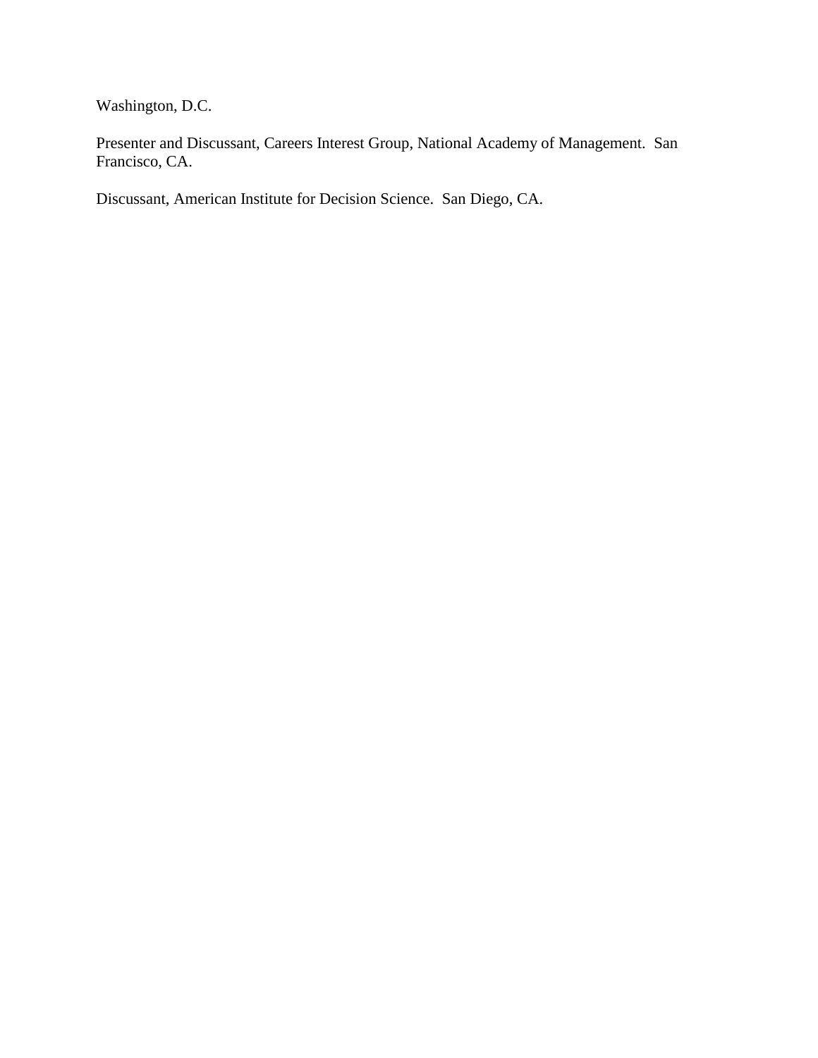Washington, D.C.

Presenter and Discussant, Careers Interest Group, National Academy of Management. San Francisco, CA.

Discussant, American Institute for Decision Science. San Diego, CA.